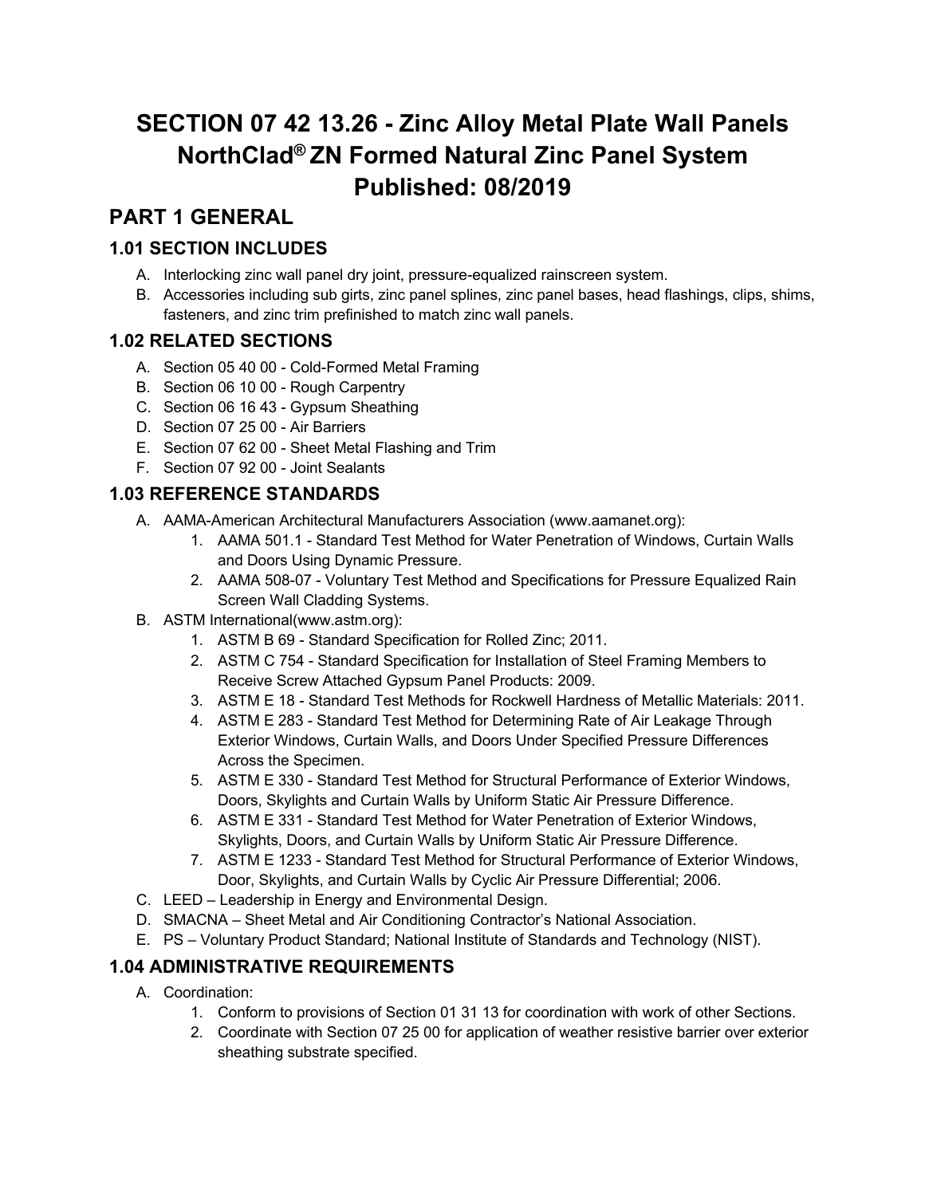# SECTION 07 42 13.26 - Zinc Alloy Metal Plate Wall Panels NorthClad® ZN Formed Natural Zinc Panel System Published: 08/2019

## PART 1 GENERAL

### 1.01 SECTION INCLUDES

A. Interlocking zinc wall panel dry joint, pressure-equalized rainscreen system.

B. Accessories including sub girts, zinc panel splines, zinc panel bases, head flashings, clips, shims, fasteners, and zinc trim prefinished to match zinc wall panels.

### 1.02 RELATED SECTIONS

A. Section 05 40 00 - Cold-Formed Metal Framing

B. Section 06 10 00 - Rough Carpentry

C. Section 06 16 43 - Gypsum Sheathing

D. Section 07 25 00 - Air Barriers

E. Section 07 62 00 - Sheet Metal Flashing and Trim

F. Section 07 92 00 - Joint Sealants

### 1.03 REFERENCE STANDARDS

A. AAMA-American Architectural Manufacturers Association (www.aamanet.org):

1. AAMA 501.1 - Standard Test Method for Water Penetration of Windows, Curtain Walls and Doors Using Dynamic Pressure.
2. AAMA 508-07 - Voluntary Test Method and Specifications for Pressure Equalized Rain Screen Wall Cladding Systems.

B. ASTM International(www.astm.org):

1. ASTM B 69 - Standard Specification for Rolled Zinc; 2011.
2. ASTM C 754 - Standard Specification for Installation of Steel Framing Members to Receive Screw Attached Gypsum Panel Products: 2009.
3. ASTM E 18 - Standard Test Methods for Rockwell Hardness of Metallic Materials: 2011.
4. ASTM E 283 - Standard Test Method for Determining Rate of Air Leakage Through Exterior Windows, Curtain Walls, and Doors Under Specified Pressure Differences Across the Specimen.
5. ASTM E 330 - Standard Test Method for Structural Performance of Exterior Windows, Doors, Skylights and Curtain Walls by Uniform Static Air Pressure Difference.
6. ASTM E 331 - Standard Test Method for Water Penetration of Exterior Windows, Skylights, Doors, and Curtain Walls by Uniform Static Air Pressure Difference.
7. ASTM E 1233 - Standard Test Method for Structural Performance of Exterior Windows, Door, Skylights, and Curtain Walls by Cyclic Air Pressure Differential; 2006.

C. LEED – Leadership in Energy and Environmental Design.

D. SMACNA – Sheet Metal and Air Conditioning Contractor's National Association.

E. PS – Voluntary Product Standard; National Institute of Standards and Technology (NIST).

### 1.04 ADMINISTRATIVE REQUIREMENTS

A. Coordination:

1. Conform to provisions of Section 01 31 13 for coordination with work of other Sections.
2. Coordinate with Section 07 25 00 for application of weather resistive barrier over exterior sheathing substrate specified.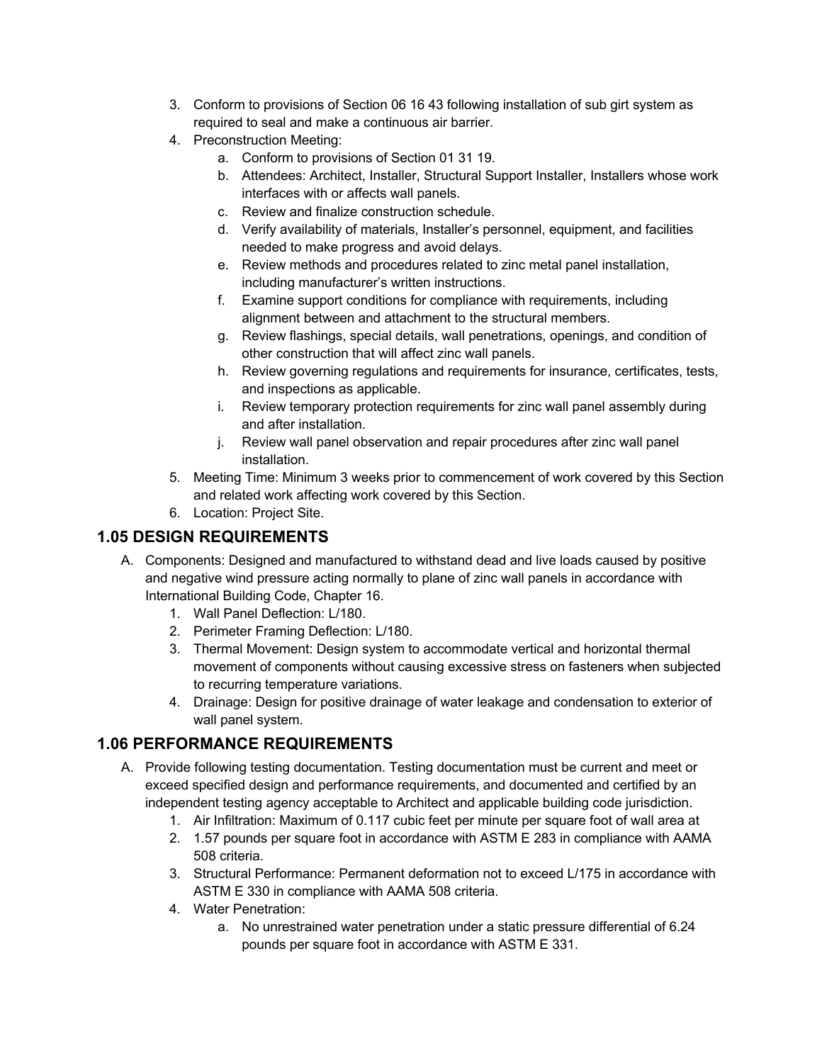3. Conform to provisions of Section 06 16 43 following installation of sub girt system as required to seal and make a continuous air barrier.
4. Preconstruction Meeting:
    a. Conform to provisions of Section 01 31 19.
    b. Attendees: Architect, Installer, Structural Support Installer, Installers whose work interfaces with or affects wall panels.
    c. Review and finalize construction schedule.
    d. Verify availability of materials, Installer's personnel, equipment, and facilities needed to make progress and avoid delays.
    e. Review methods and procedures related to zinc metal panel installation, including manufacturer's written instructions.
    f. Examine support conditions for compliance with requirements, including alignment between and attachment to the structural members.
    g. Review flashings, special details, wall penetrations, openings, and condition of other construction that will affect zinc wall panels.
    h. Review governing regulations and requirements for insurance, certificates, tests, and inspections as applicable.
    i. Review temporary protection requirements for zinc wall panel assembly during and after installation.
    j. Review wall panel observation and repair procedures after zinc wall panel installation.
5. Meeting Time: Minimum 3 weeks prior to commencement of work covered by this Section and related work affecting work covered by this Section.
6. Location: Project Site.

## 1.05 DESIGN REQUIREMENTS

A. Components: Designed and manufactured to withstand dead and live loads caused by positive and negative wind pressure acting normally to plane of zinc wall panels in accordance with International Building Code, Chapter 16.
    1. Wall Panel Deflection: L/180.
    2. Perimeter Framing Deflection: L/180.
    3. Thermal Movement: Design system to accommodate vertical and horizontal thermal movement of components without causing excessive stress on fasteners when subjected to recurring temperature variations.
    4. Drainage: Design for positive drainage of water leakage and condensation to exterior of wall panel system.

## 1.06 PERFORMANCE REQUIREMENTS

A. Provide following testing documentation. Testing documentation must be current and meet or exceed specified design and performance requirements, and documented and certified by an independent testing agency acceptable to Architect and applicable building code jurisdiction.
    1. Air Infiltration: Maximum of 0.117 cubic feet per minute per square foot of wall area at
    2. 1.57 pounds per square foot in accordance with ASTM E 283 in compliance with AAMA 508 criteria.
    3. Structural Performance: Permanent deformation not to exceed L/175 in accordance with ASTM E 330 in compliance with AAMA 508 criteria.
    4. Water Penetration:
        a. No unrestrained water penetration under a static pressure differential of 6.24 pounds per square foot in accordance with ASTM E 331.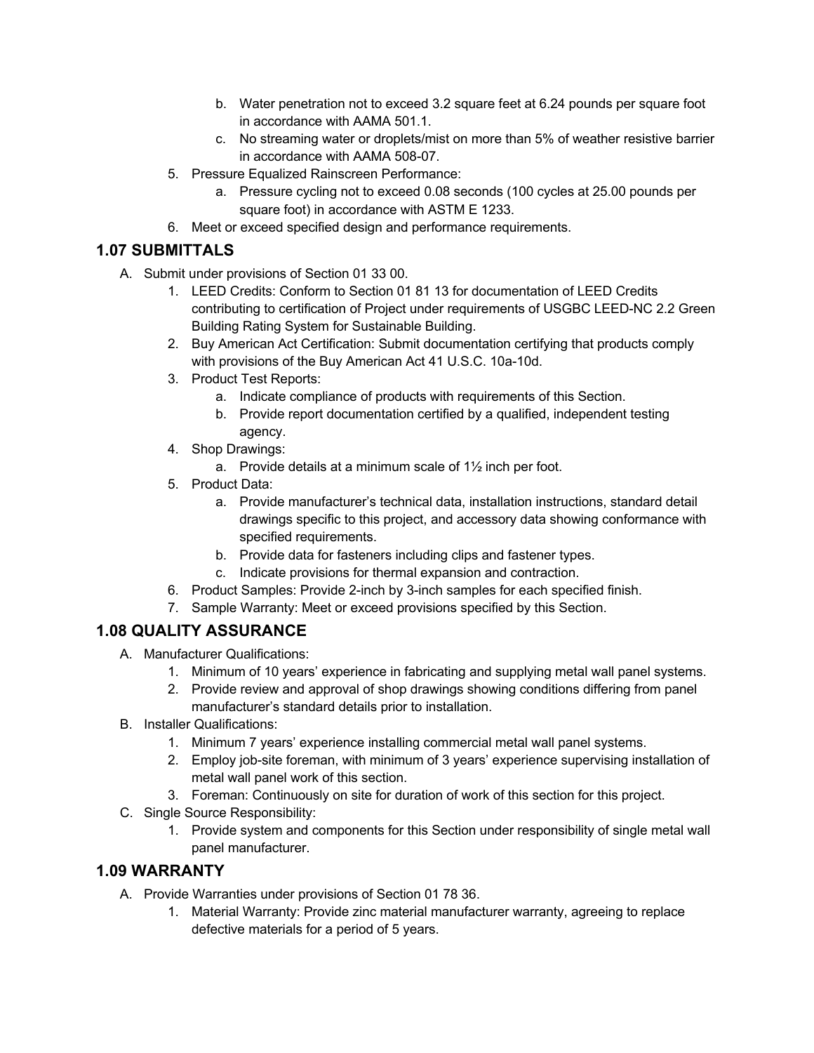b. Water penetration not to exceed 3.2 square feet at 6.24 pounds per square foot in accordance with AAMA 501.1.
   c. No streaming water or droplets/mist on more than 5% of weather resistive barrier in accordance with AAMA 508-07.
5. Pressure Equalized Rainscreen Performance:
   a. Pressure cycling not to exceed 0.08 seconds (100 cycles at 25.00 pounds per square foot) in accordance with ASTM E 1233.
6. Meet or exceed specified design and performance requirements.

## 1.07 SUBMITTALS

A. Submit under provisions of Section 01 33 00.
   1. LEED Credits: Conform to Section 01 81 13 for documentation of LEED Credits contributing to certification of Project under requirements of USGBC LEED-NC 2.2 Green Building Rating System for Sustainable Building.
   2. Buy American Act Certification: Submit documentation certifying that products comply with provisions of the Buy American Act 41 U.S.C. 10a-10d.
   3. Product Test Reports:
      a. Indicate compliance of products with requirements of this Section.
      b. Provide report documentation certified by a qualified, independent testing agency.
   4. Shop Drawings:
      a. Provide details at a minimum scale of 1½ inch per foot.
   5. Product Data:
      a. Provide manufacturer's technical data, installation instructions, standard detail drawings specific to this project, and accessory data showing conformance with specified requirements.
      b. Provide data for fasteners including clips and fastener types.
      c. Indicate provisions for thermal expansion and contraction.
   6. Product Samples: Provide 2-inch by 3-inch samples for each specified finish.
   7. Sample Warranty: Meet or exceed provisions specified by this Section.

## 1.08 QUALITY ASSURANCE

A. Manufacturer Qualifications:
   1. Minimum of 10 years' experience in fabricating and supplying metal wall panel systems.
   2. Provide review and approval of shop drawings showing conditions differing from panel manufacturer's standard details prior to installation.
B. Installer Qualifications:
   1. Minimum 7 years' experience installing commercial metal wall panel systems.
   2. Employ job-site foreman, with minimum of 3 years' experience supervising installation of metal wall panel work of this section.
   3. Foreman: Continuously on site for duration of work of this section for this project.
C. Single Source Responsibility:
   1. Provide system and components for this Section under responsibility of single metal wall panel manufacturer.

## 1.09 WARRANTY

A. Provide Warranties under provisions of Section 01 78 36.
   1. Material Warranty: Provide zinc material manufacturer warranty, agreeing to replace defective materials for a period of 5 years.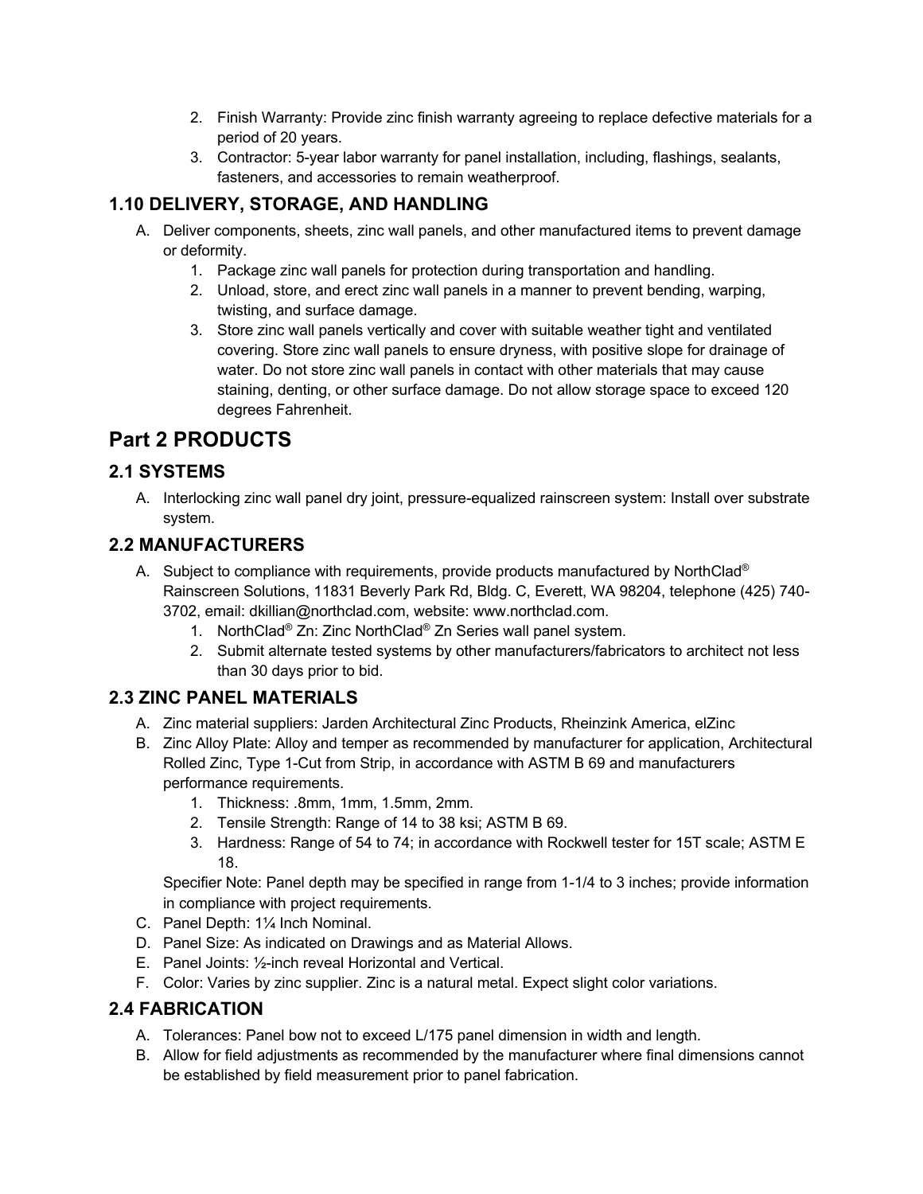2. Finish Warranty: Provide zinc finish warranty agreeing to replace defective materials for a period of 20 years.
3. Contractor: 5-year labor warranty for panel installation, including, flashings, sealants, fasteners, and accessories to remain weatherproof.

### 1.10 DELIVERY, STORAGE, AND HANDLING

A. Deliver components, sheets, zinc wall panels, and other manufactured items to prevent damage or deformity.
   1. Package zinc wall panels for protection during transportation and handling.
   2. Unload, store, and erect zinc wall panels in a manner to prevent bending, warping, twisting, and surface damage.
   3. Store zinc wall panels vertically and cover with suitable weather tight and ventilated covering. Store zinc wall panels to ensure dryness, with positive slope for drainage of water. Do not store zinc wall panels in contact with other materials that may cause staining, denting, or other surface damage. Do not allow storage space to exceed 120 degrees Fahrenheit.

## Part 2 PRODUCTS

### 2.1 SYSTEMS

A. Interlocking zinc wall panel dry joint, pressure-equalized rainscreen system: Install over substrate system.

### 2.2 MANUFACTURERS

A. Subject to compliance with requirements, provide products manufactured by NorthClad® Rainscreen Solutions, 11831 Beverly Park Rd, Bldg. C, Everett, WA 98204, telephone (425) 740-3702, email: dkillian@northclad.com, website: www.northclad.com.
   1. NorthClad® Zn: Zinc NorthClad® Zn Series wall panel system.
   2. Submit alternate tested systems by other manufacturers/fabricators to architect not less than 30 days prior to bid.

### 2.3 ZINC PANEL MATERIALS

A. Zinc material suppliers: Jarden Architectural Zinc Products, Rheinzink America, elZinc
B. Zinc Alloy Plate: Alloy and temper as recommended by manufacturer for application, Architectural Rolled Zinc, Type 1-Cut from Strip, in accordance with ASTM B 69 and manufacturers performance requirements.
   1. Thickness: .8mm, 1mm, 1.5mm, 2mm.
   2. Tensile Strength: Range of 14 to 38 ksi; ASTM B 69.
   3. Hardness: Range of 54 to 74; in accordance with Rockwell tester for 15T scale; ASTM E 18.

   Specifier Note: Panel depth may be specified in range from 1-1/4 to 3 inches; provide information in compliance with project requirements.
C. Panel Depth: 1¼ Inch Nominal.
D. Panel Size: As indicated on Drawings and as Material Allows.
E. Panel Joints: ½-inch reveal Horizontal and Vertical.
F. Color: Varies by zinc supplier. Zinc is a natural metal. Expect slight color variations.

### 2.4 FABRICATION

A. Tolerances: Panel bow not to exceed L/175 panel dimension in width and length.
B. Allow for field adjustments as recommended by the manufacturer where final dimensions cannot be established by field measurement prior to panel fabrication.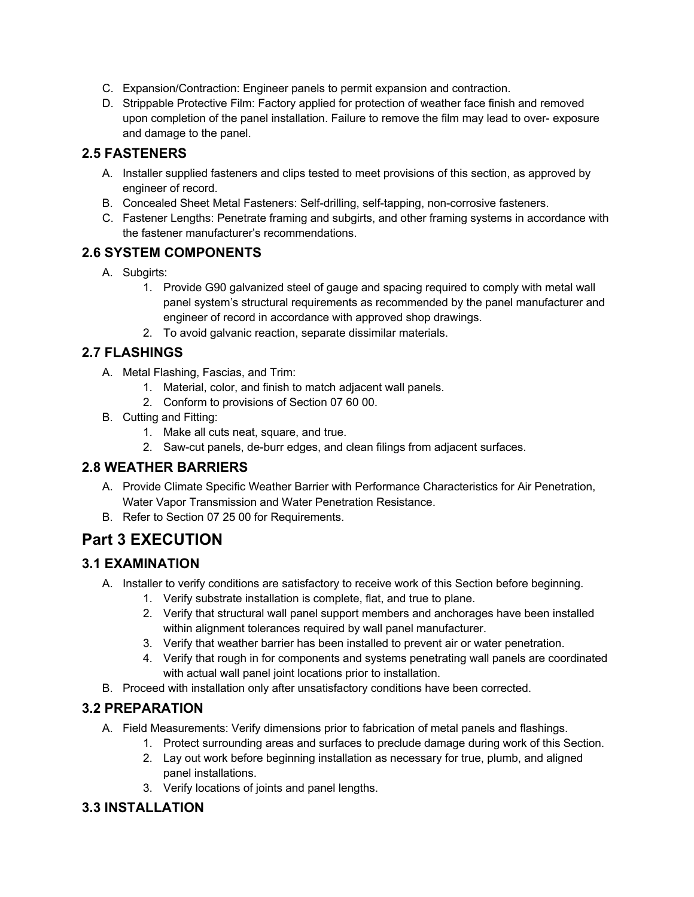C. Expansion/Contraction: Engineer panels to permit expansion and contraction.

D. Strippable Protective Film: Factory applied for protection of weather face finish and removed upon completion of the panel installation. Failure to remove the film may lead to over- exposure and damage to the panel.

### 2.5 FASTENERS

A. Installer supplied fasteners and clips tested to meet provisions of this section, as approved by engineer of record.

B. Concealed Sheet Metal Fasteners: Self-drilling, self-tapping, non-corrosive fasteners.

C. Fastener Lengths: Penetrate framing and subgirts, and other framing systems in accordance with the fastener manufacturer's recommendations.

### 2.6 SYSTEM COMPONENTS

A. Subgirts:
   1. Provide G90 galvanized steel of gauge and spacing required to comply with metal wall panel system's structural requirements as recommended by the panel manufacturer and engineer of record in accordance with approved shop drawings.
   2. To avoid galvanic reaction, separate dissimilar materials.

### 2.7 FLASHINGS

A. Metal Flashing, Fascias, and Trim:
   1. Material, color, and finish to match adjacent wall panels.
   2. Conform to provisions of Section 07 60 00.

B. Cutting and Fitting:
   1. Make all cuts neat, square, and true.
   2. Saw-cut panels, de-burr edges, and clean filings from adjacent surfaces.

### 2.8 WEATHER BARRIERS

A. Provide Climate Specific Weather Barrier with Performance Characteristics for Air Penetration, Water Vapor Transmission and Water Penetration Resistance.

B. Refer to Section 07 25 00 for Requirements.

## Part 3 EXECUTION

### 3.1 EXAMINATION

A. Installer to verify conditions are satisfactory to receive work of this Section before beginning.
   1. Verify substrate installation is complete, flat, and true to plane.
   2. Verify that structural wall panel support members and anchorages have been installed within alignment tolerances required by wall panel manufacturer.
   3. Verify that weather barrier has been installed to prevent air or water penetration.
   4. Verify that rough in for components and systems penetrating wall panels are coordinated with actual wall panel joint locations prior to installation.

B. Proceed with installation only after unsatisfactory conditions have been corrected.

### 3.2 PREPARATION

A. Field Measurements: Verify dimensions prior to fabrication of metal panels and flashings.
   1. Protect surrounding areas and surfaces to preclude damage during work of this Section.
   2. Lay out work before beginning installation as necessary for true, plumb, and aligned panel installations.
   3. Verify locations of joints and panel lengths.

### 3.3 INSTALLATION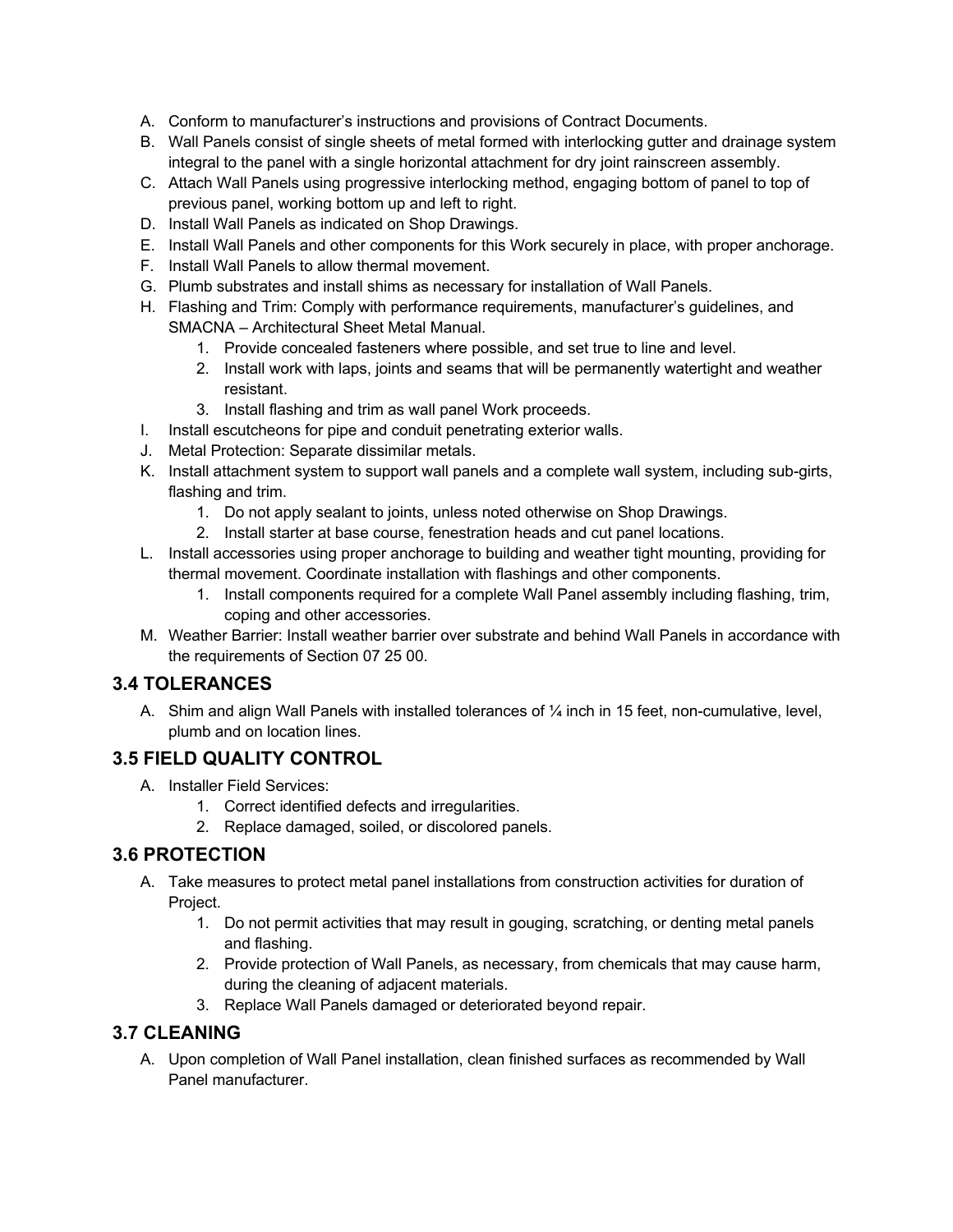A. Conform to manufacturer’s instructions and provisions of Contract Documents.
B. Wall Panels consist of single sheets of metal formed with interlocking gutter and drainage system integral to the panel with a single horizontal attachment for dry joint rainscreen assembly.
C. Attach Wall Panels using progressive interlocking method, engaging bottom of panel to top of previous panel, working bottom up and left to right.
D. Install Wall Panels as indicated on Shop Drawings.
E. Install Wall Panels and other components for this Work securely in place, with proper anchorage.
F. Install Wall Panels to allow thermal movement.
G. Plumb substrates and install shims as necessary for installation of Wall Panels.
H. Flashing and Trim: Comply with performance requirements, manufacturer’s guidelines, and SMACNA – Architectural Sheet Metal Manual.
    1. Provide concealed fasteners where possible, and set true to line and level.
    2. Install work with laps, joints and seams that will be permanently watertight and weather resistant.
    3. Install flashing and trim as wall panel Work proceeds.
I. Install escutcheons for pipe and conduit penetrating exterior walls.
J. Metal Protection: Separate dissimilar metals.
K. Install attachment system to support wall panels and a complete wall system, including sub-girts, flashing and trim.
    1. Do not apply sealant to joints, unless noted otherwise on Shop Drawings.
    2. Install starter at base course, fenestration heads and cut panel locations.
L. Install accessories using proper anchorage to building and weather tight mounting, providing for thermal movement. Coordinate installation with flashings and other components.
    1. Install components required for a complete Wall Panel assembly including flashing, trim, coping and other accessories.
M. Weather Barrier: Install weather barrier over substrate and behind Wall Panels in accordance with the requirements of Section 07 25 00.

## 3.4 TOLERANCES

A. Shim and align Wall Panels with installed tolerances of ¼ inch in 15 feet, non-cumulative, level, plumb and on location lines.

## 3.5 FIELD QUALITY CONTROL

A. Installer Field Services:
    1. Correct identified defects and irregularities.
    2. Replace damaged, soiled, or discolored panels.

## 3.6 PROTECTION

A. Take measures to protect metal panel installations from construction activities for duration of Project.
    1. Do not permit activities that may result in gouging, scratching, or denting metal panels and flashing.
    2. Provide protection of Wall Panels, as necessary, from chemicals that may cause harm, during the cleaning of adjacent materials.
    3. Replace Wall Panels damaged or deteriorated beyond repair.

## 3.7 CLEANING

A. Upon completion of Wall Panel installation, clean finished surfaces as recommended by Wall Panel manufacturer.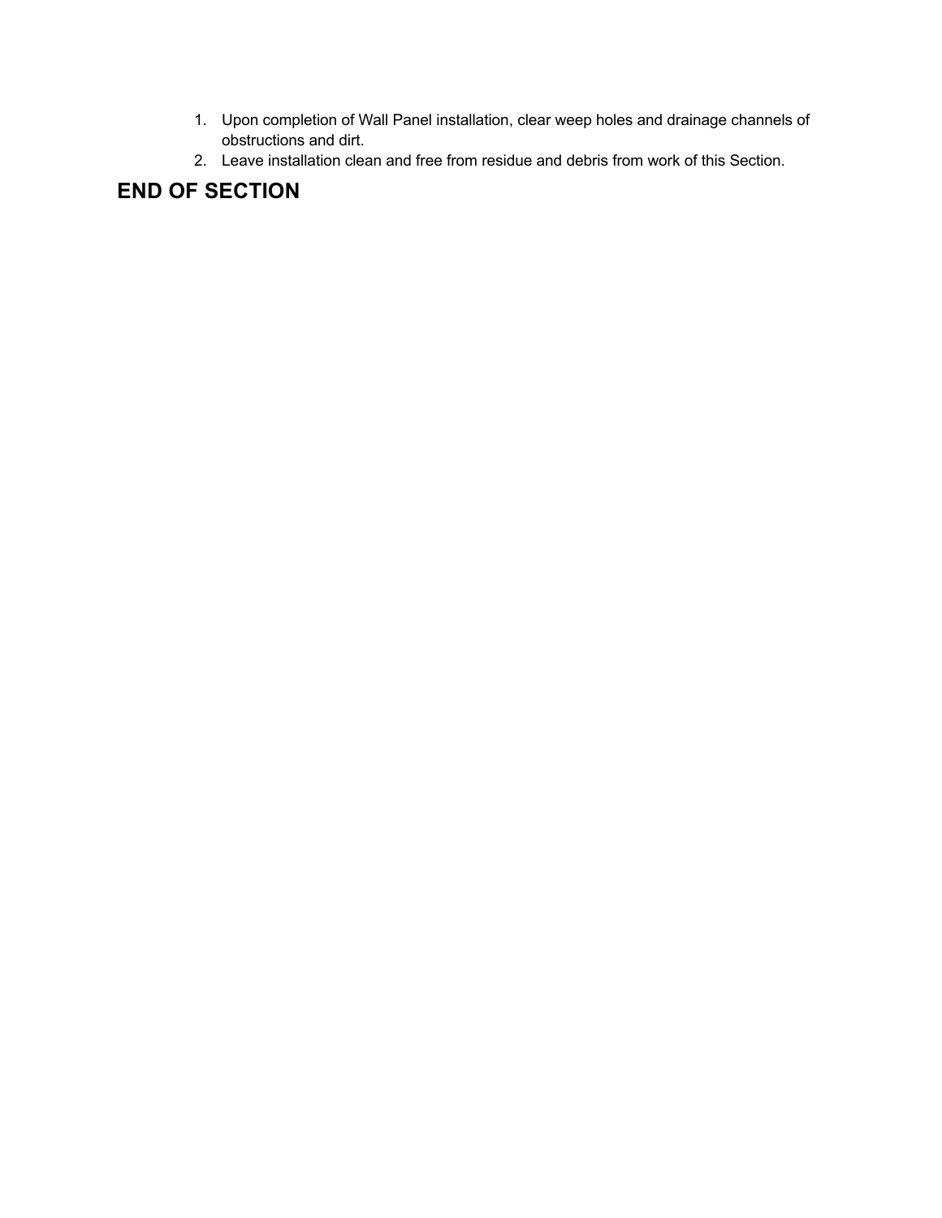1. Upon completion of Wall Panel installation, clear weep holes and drainage channels of obstructions and dirt.
2. Leave installation clean and free from residue and debris from work of this Section.

## END OF SECTION